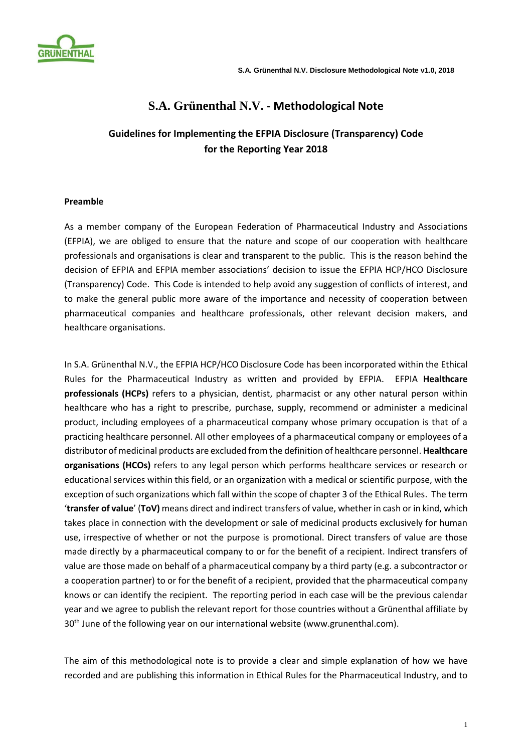# S.A. Grünenthal N.V. - Methodological Note

## Guidelines for Implementing the EFPIA Disclosure (Transparency) Code for the Reporting Year 2018

### Preamble

As a member company of the European Federation of Pharmaceutical Industry and Associations (EFPIA), we are obliged to ensure that the nature and scope of our cooperation with healthcare professionals and organisations is clear and transparent to the public. This is the reason behind the decision of EFPIA and EFPIA member associations' decision to issue the EFPIA HCP/HCO Disclosure (Transparency) Code. This Code is intended to help avoid any suggestion of conflicts of interest, and to make the general public more aware of the importance and necessity of cooperation between pharmaceutical companies and healthcare professionals, other relevant decision makers, and healthcare organisations.

In S.A. Grünenthal N.V., the EFPIA HCP/HCO Disclosure Code has been incorporated within the Ethical Rules for the Pharmaceutical Industry as written and provided by EFPIA. EFPIA **Healthcare professionals (HCPs)** refers to a physician, dentist, pharmacist or any other natural person within healthcare who has a right to prescribe, purchase, supply, recommend or administer a medicinal product, including employees of a pharmaceutical company whose primary occupation is that of a practicing healthcare personnel. All other employees of a pharmaceutical company or employees of a distributor of medicinal products are excluded from the definition of healthcare personnel. **Healthcare organisations (HCOs)** refers to any legal person which performs healthcare services or research or educational services within this field, or an organization with a medical or scientific purpose, with the exception of such organizations which fall within the scope of chapter 3 of the Ethical Rules. The term '**transfer of value**' (**ToV)** means direct and indirect transfers of value, whether in cash or in kind, which takes place in connection with the development or sale of medicinal products exclusively for human use, irrespective of whether or not the purpose is promotional. Direct transfers of value are those made directly by a pharmaceutical company to or for the benefit of a recipient. Indirect transfers of value are those made on behalf of a pharmaceutical company by a third party (e.g. a subcontractor or a cooperation partner) to or for the benefit of a recipient, provided that the pharmaceutical company knows or can identify the recipient. The reporting period in each case will be the previous calendar year and we agree to publish the relevant report for those countries without a Grünenthal affiliate by 30th June of the following year on our international website (www.grunenthal.com).

The aim of this methodological note is to provide a clear and simple explanation of how we have recorded and are publishing this information in Ethical Rules for the Pharmaceutical Industry, and to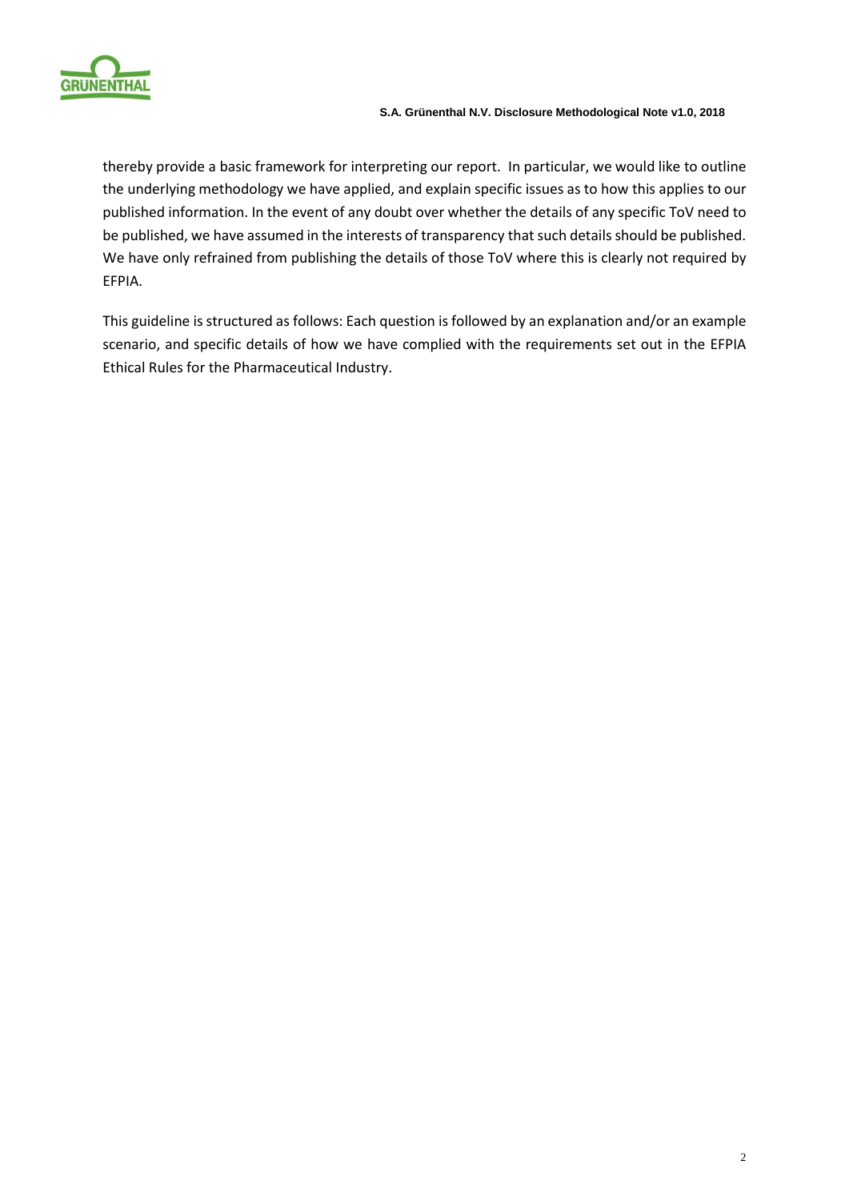thereby provide a basic framework for interpreting our report. In particular, we would like to outline the underlying methodology we have applied, and explain specific issues as to how this applies to our published information. In the event of any doubt over whether the details of any specific ToV need to be published, we have assumed in the interests of transparency that such details should be published. We have only refrained from publishing the details of those ToV where this is clearly not required by EFPIA.

This guideline is structured as follows: Each question is followed by an explanation and/or an example scenario, and specific details of how we have complied with the requirements set out in the EFPIA Ethical Rules for the Pharmaceutical Industry.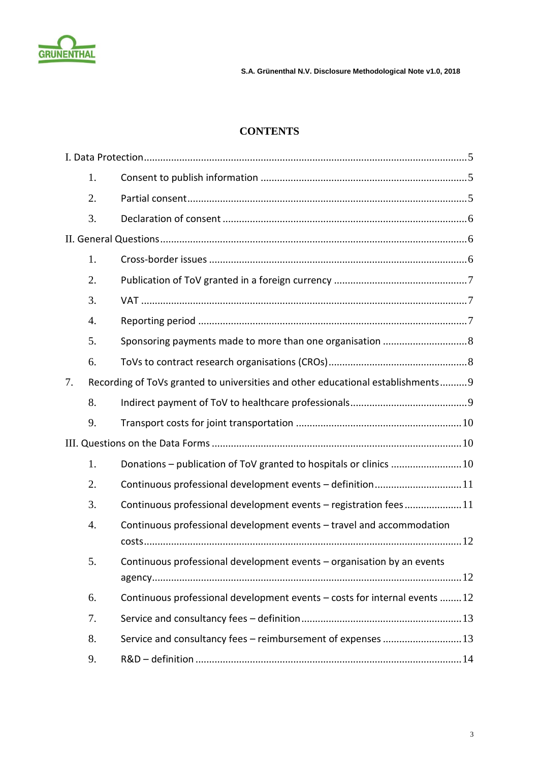# CONTENTS

I. Data Protection ..................................................................................................................5

1. Consent to publish information ..........................................................................5
2. Partial consent.....................................................................................................5
3. Declaration of consent ........................................................................................6

II. General Questions...............................................................................................................6

1. Cross-border issues .............................................................................................6
2. Publication of ToV granted in a foreign currency ................................................7
3. VAT ......................................................................................................................7
4. Reporting period .................................................................................................7
5. Sponsoring payments made to more than one organisation ..............................8
6. ToVs to contract research organisations (CROs)..................................................8

7. Recording of ToVs granted to universities and other educational establishments..........9

8. Indirect payment of ToV to healthcare professionals..........................................9
9. Transport costs for joint transportation ............................................................10

III. Questions on the Data Forms ..........................................................................................10

1. Donations – publication of ToV granted to hospitals or clinics ..........................10
2. Continuous professional development events – definition...............................11
3. Continuous professional development events – registration fees ....................11
4. Continuous professional development events – travel and accommodation costs...................................................................................................................12
5. Continuous professional development events – organisation by an events agency................................................................................................................12
6. Continuous professional development events – costs for internal events ........12
7. Service and consultancy fees – definition ..........................................................13
8. Service and consultancy fees – reimbursement of expenses ............................13
9. R&D – definition ................................................................................................14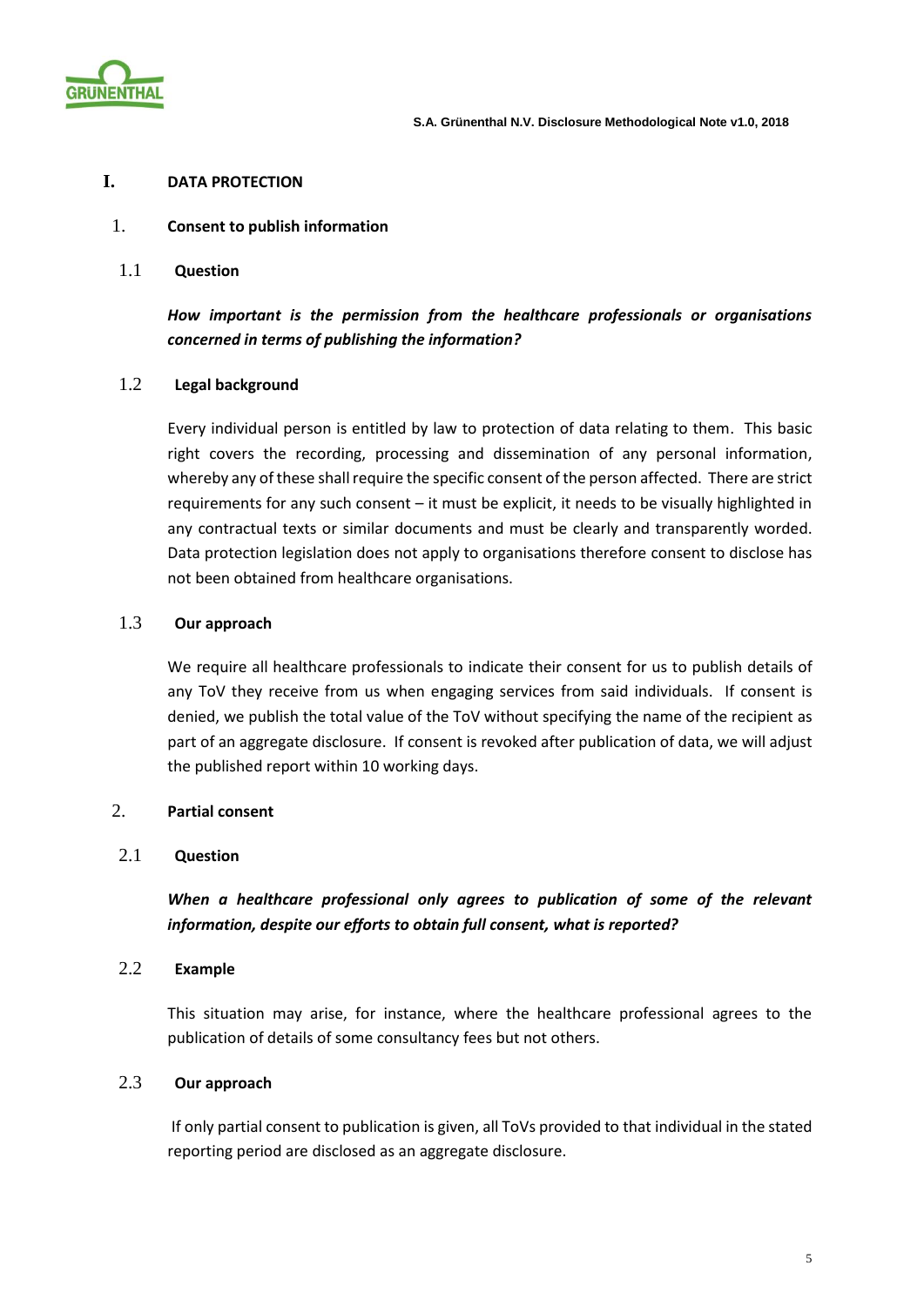# I. DATA PROTECTION

## 1. Consent to publish information

### 1.1 Question

***How important is the permission from the healthcare professionals or organisations concerned in terms of publishing the information?***

### 1.2 Legal background

Every individual person is entitled by law to protection of data relating to them. This basic right covers the recording, processing and dissemination of any personal information, whereby any of these shall require the specific consent of the person affected. There are strict requirements for any such consent – it must be explicit, it needs to be visually highlighted in any contractual texts or similar documents and must be clearly and transparently worded. Data protection legislation does not apply to organisations therefore consent to disclose has not been obtained from healthcare organisations.

### 1.3 Our approach

We require all healthcare professionals to indicate their consent for us to publish details of any ToV they receive from us when engaging services from said individuals. If consent is denied, we publish the total value of the ToV without specifying the name of the recipient as part of an aggregate disclosure. If consent is revoked after publication of data, we will adjust the published report within 10 working days.

## 2. Partial consent

### 2.1 Question

***When a healthcare professional only agrees to publication of some of the relevant information, despite our efforts to obtain full consent, what is reported?***

### 2.2 Example

This situation may arise, for instance, where the healthcare professional agrees to the publication of details of some consultancy fees but not others.

### 2.3 Our approach

If only partial consent to publication is given, all ToVs provided to that individual in the stated reporting period are disclosed as an aggregate disclosure.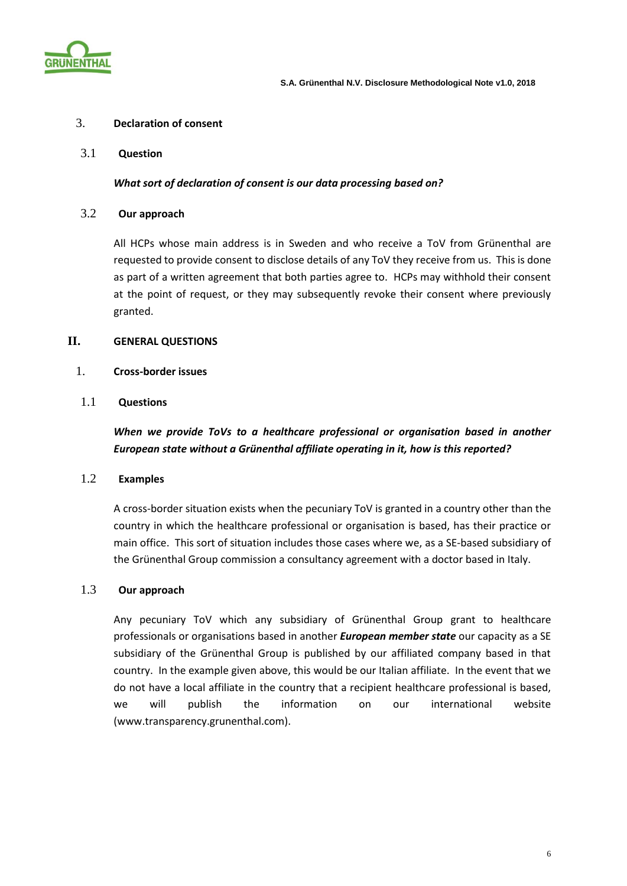### 3. Declaration of consent

#### 3.1 Question

***What sort of declaration of consent is our data processing based on?***

#### 3.2 Our approach

All HCPs whose main address is in Sweden and who receive a ToV from Grünenthal are requested to provide consent to disclose details of any ToV they receive from us. This is done as part of a written agreement that both parties agree to. HCPs may withhold their consent at the point of request, or they may subsequently revoke their consent where previously granted.

## II. GENERAL QUESTIONS

### 1. Cross-border issues

#### 1.1 Questions

***When we provide ToVs to a healthcare professional or organisation based in another European state without a Grünenthal affiliate operating in it, how is this reported?***

#### 1.2 Examples

A cross-border situation exists when the pecuniary ToV is granted in a country other than the country in which the healthcare professional or organisation is based, has their practice or main office. This sort of situation includes those cases where we, as a SE-based subsidiary of the Grünenthal Group commission a consultancy agreement with a doctor based in Italy.

#### 1.3 Our approach

Any pecuniary ToV which any subsidiary of Grünenthal Group grant to healthcare professionals or organisations based in another ***European member state*** our capacity as a SE subsidiary of the Grünenthal Group is published by our affiliated company based in that country. In the example given above, this would be our Italian affiliate. In the event that we do not have a local affiliate in the country that a recipient healthcare professional is based, we will publish the information on our international website (www.transparency.grunenthal.com).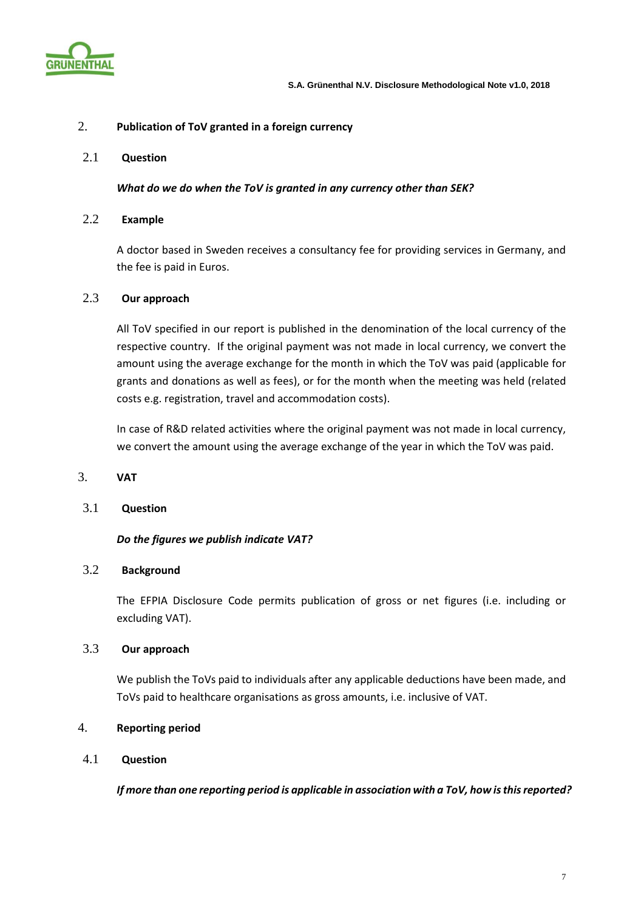## 2. Publication of ToV granted in a foreign currency

### 2.1 Question

***What do we do when the ToV is granted in any currency other than SEK?***

### 2.2 Example

A doctor based in Sweden receives a consultancy fee for providing services in Germany, and the fee is paid in Euros.

### 2.3 Our approach

All ToV specified in our report is published in the denomination of the local currency of the respective country. If the original payment was not made in local currency, we convert the amount using the average exchange for the month in which the ToV was paid (applicable for grants and donations as well as fees), or for the month when the meeting was held (related costs e.g. registration, travel and accommodation costs).

In case of R&D related activities where the original payment was not made in local currency, we convert the amount using the average exchange of the year in which the ToV was paid.

## 3. VAT

### 3.1 Question

***Do the figures we publish indicate VAT?***

### 3.2 Background

The EFPIA Disclosure Code permits publication of gross or net figures (i.e. including or excluding VAT).

### 3.3 Our approach

We publish the ToVs paid to individuals after any applicable deductions have been made, and ToVs paid to healthcare organisations as gross amounts, i.e. inclusive of VAT.

## 4. Reporting period

### 4.1 Question

***If more than one reporting period is applicable in association with a ToV, how is this reported?***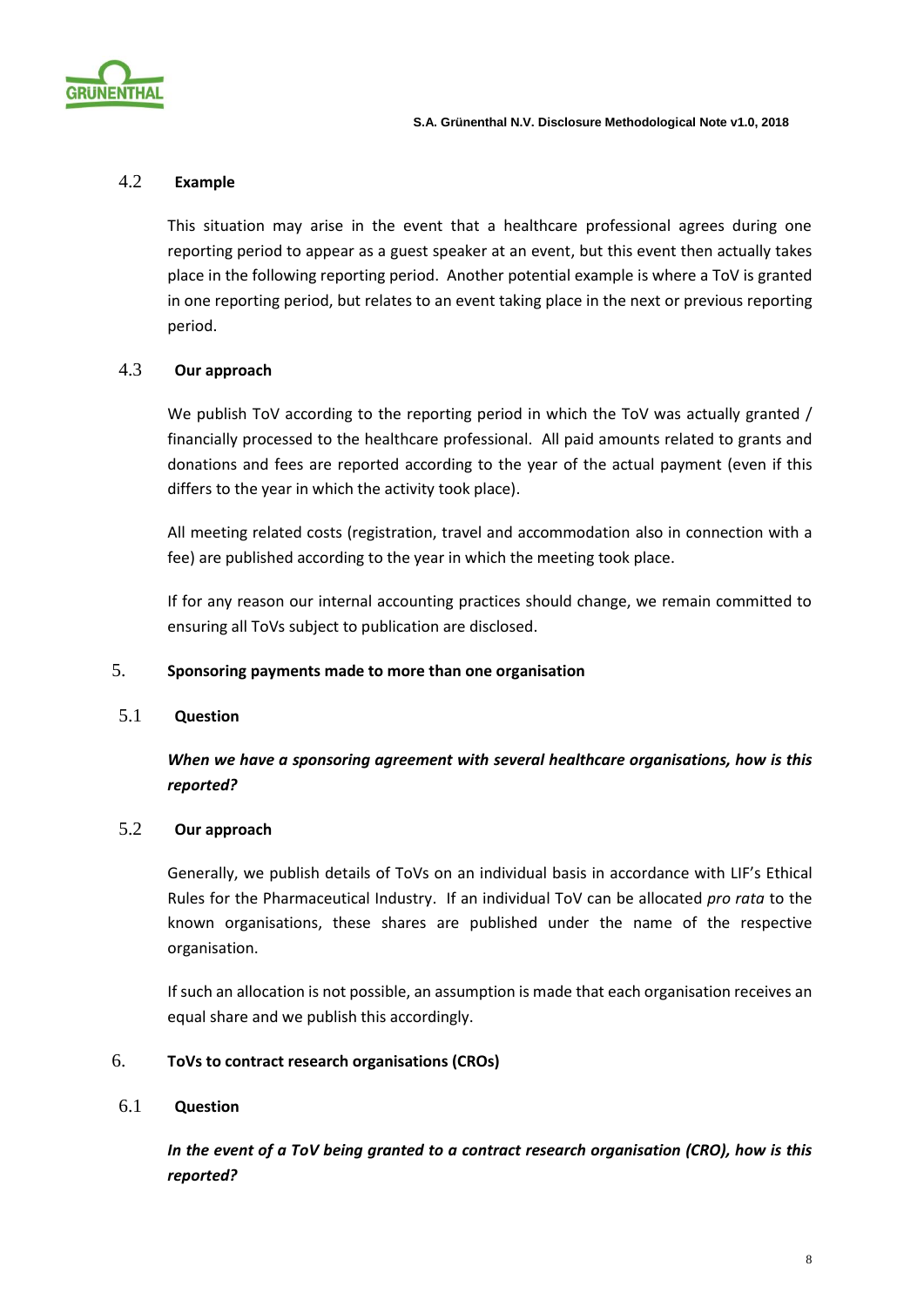### 4.2 Example

This situation may arise in the event that a healthcare professional agrees during one reporting period to appear as a guest speaker at an event, but this event then actually takes place in the following reporting period. Another potential example is where a ToV is granted in one reporting period, but relates to an event taking place in the next or previous reporting period.

### 4.3 Our approach

We publish ToV according to the reporting period in which the ToV was actually granted / financially processed to the healthcare professional. All paid amounts related to grants and donations and fees are reported according to the year of the actual payment (even if this differs to the year in which the activity took place).

All meeting related costs (registration, travel and accommodation also in connection with a fee) are published according to the year in which the meeting took place.

If for any reason our internal accounting practices should change, we remain committed to ensuring all ToVs subject to publication are disclosed.

## 5. Sponsoring payments made to more than one organisation

### 5.1 Question

***When we have a sponsoring agreement with several healthcare organisations, how is this reported?***

### 5.2 Our approach

Generally, we publish details of ToVs on an individual basis in accordance with LIF's Ethical Rules for the Pharmaceutical Industry. If an individual ToV can be allocated *pro rata* to the known organisations, these shares are published under the name of the respective organisation.

If such an allocation is not possible, an assumption is made that each organisation receives an equal share and we publish this accordingly.

## 6. ToVs to contract research organisations (CROs)

### 6.1 Question

***In the event of a ToV being granted to a contract research organisation (CRO), how is this reported?***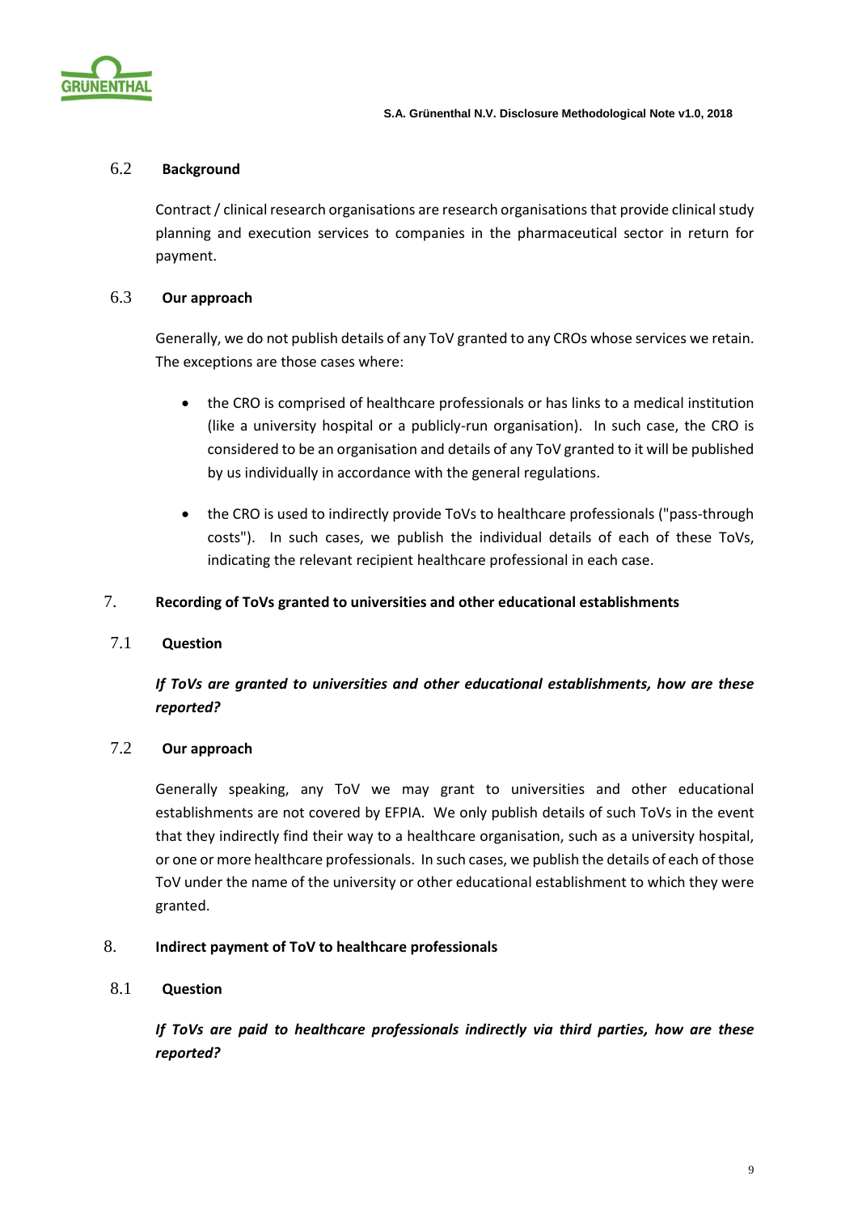### 6.2 Background

Contract / clinical research organisations are research organisations that provide clinical study planning and execution services to companies in the pharmaceutical sector in return for payment.

### 6.3 Our approach

Generally, we do not publish details of any ToV granted to any CROs whose services we retain. The exceptions are those cases where:

- the CRO is comprised of healthcare professionals or has links to a medical institution (like a university hospital or a publicly-run organisation). In such case, the CRO is considered to be an organisation and details of any ToV granted to it will be published by us individually in accordance with the general regulations.
- the CRO is used to indirectly provide ToVs to healthcare professionals ("pass-through costs"). In such cases, we publish the individual details of each of these ToVs, indicating the relevant recipient healthcare professional in each case.

## 7. Recording of ToVs granted to universities and other educational establishments

### 7.1 Question

***If ToVs are granted to universities and other educational establishments, how are these reported?***

### 7.2 Our approach

Generally speaking, any ToV we may grant to universities and other educational establishments are not covered by EFPIA. We only publish details of such ToVs in the event that they indirectly find their way to a healthcare organisation, such as a university hospital, or one or more healthcare professionals. In such cases, we publish the details of each of those ToV under the name of the university or other educational establishment to which they were granted.

## 8. Indirect payment of ToV to healthcare professionals

### 8.1 Question

***If ToVs are paid to healthcare professionals indirectly via third parties, how are these reported?***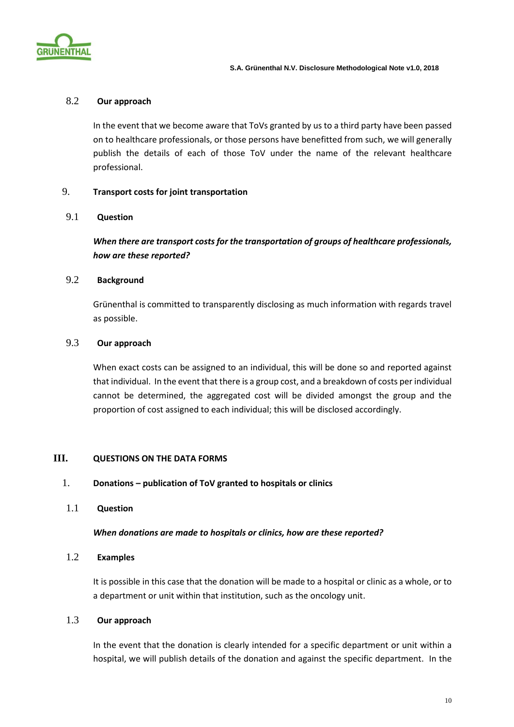### 8.2 Our approach

In the event that we become aware that ToVs granted by us to a third party have been passed on to healthcare professionals, or those persons have benefitted from such, we will generally publish the details of each of those ToV under the name of the relevant healthcare professional.

## 9. Transport costs for joint transportation

### 9.1 Question

***When there are transport costs for the transportation of groups of healthcare professionals, how are these reported?***

### 9.2 Background

Grünenthal is committed to transparently disclosing as much information with regards travel as possible.

### 9.3 Our approach

When exact costs can be assigned to an individual, this will be done so and reported against that individual. In the event that there is a group cost, and a breakdown of costs per individual cannot be determined, the aggregated cost will be divided amongst the group and the proportion of cost assigned to each individual; this will be disclosed accordingly.

# III. QUESTIONS ON THE DATA FORMS

## 1. Donations – publication of ToV granted to hospitals or clinics

### 1.1 Question

***When donations are made to hospitals or clinics, how are these reported?***

### 1.2 Examples

It is possible in this case that the donation will be made to a hospital or clinic as a whole, or to a department or unit within that institution, such as the oncology unit.

### 1.3 Our approach

In the event that the donation is clearly intended for a specific department or unit within a hospital, we will publish details of the donation and against the specific department. In the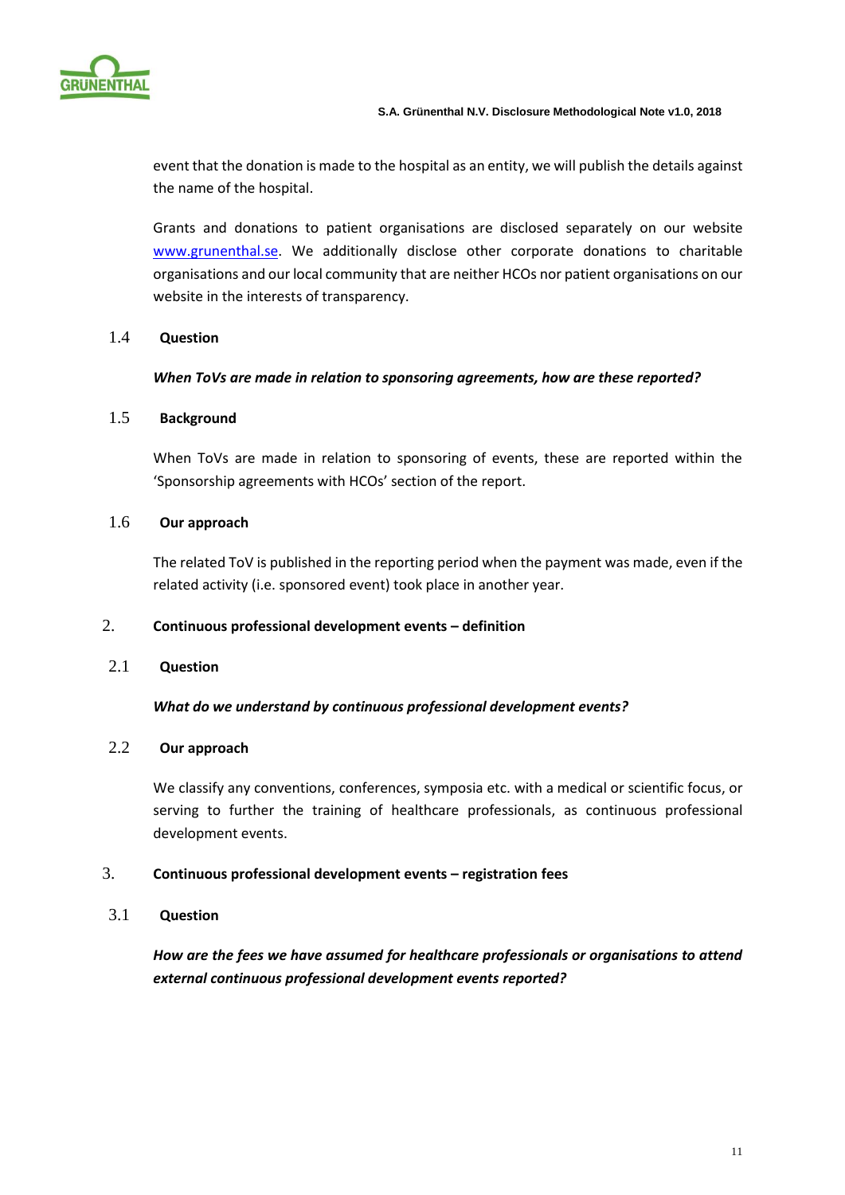event that the donation is made to the hospital as an entity, we will publish the details against the name of the hospital.

Grants and donations to patient organisations are disclosed separately on our website www.grunenthal.se. We additionally disclose other corporate donations to charitable organisations and our local community that are neither HCOs nor patient organisations on our website in the interests of transparency.

### 1.4 Question

***When ToVs are made in relation to sponsoring agreements, how are these reported?***

### 1.5 Background

When ToVs are made in relation to sponsoring of events, these are reported within the 'Sponsorship agreements with HCOs' section of the report.

### 1.6 Our approach

The related ToV is published in the reporting period when the payment was made, even if the related activity (i.e. sponsored event) took place in another year.

## 2. Continuous professional development events – definition

### 2.1 Question

***What do we understand by continuous professional development events?***

### 2.2 Our approach

We classify any conventions, conferences, symposia etc. with a medical or scientific focus, or serving to further the training of healthcare professionals, as continuous professional development events.

## 3. Continuous professional development events – registration fees

### 3.1 Question

***How are the fees we have assumed for healthcare professionals or organisations to attend external continuous professional development events reported?***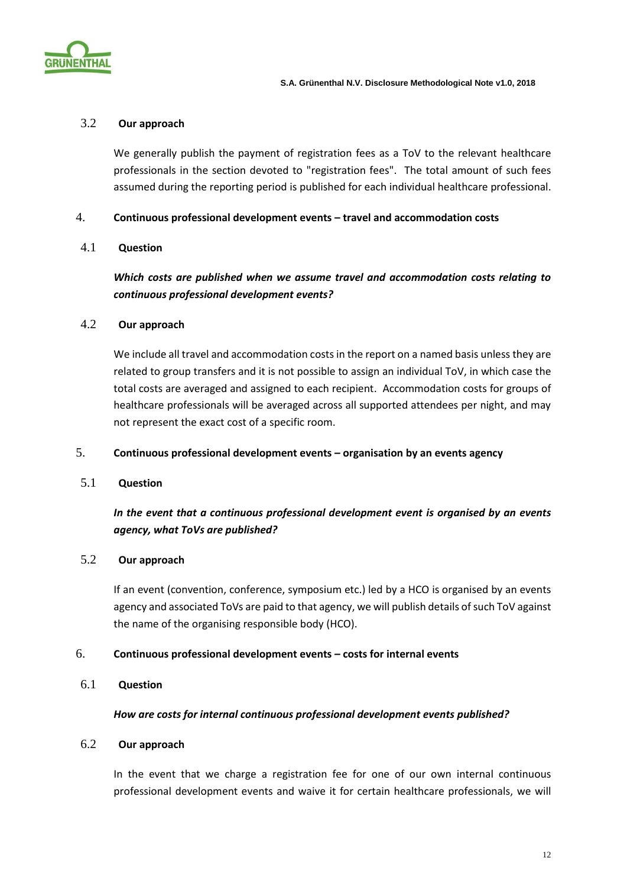### 3.2 Our approach

We generally publish the payment of registration fees as a ToV to the relevant healthcare professionals in the section devoted to "registration fees". The total amount of such fees assumed during the reporting period is published for each individual healthcare professional.

## 4. Continuous professional development events – travel and accommodation costs

### 4.1 Question

***Which costs are published when we assume travel and accommodation costs relating to continuous professional development events?***

### 4.2 Our approach

We include all travel and accommodation costs in the report on a named basis unless they are related to group transfers and it is not possible to assign an individual ToV, in which case the total costs are averaged and assigned to each recipient. Accommodation costs for groups of healthcare professionals will be averaged across all supported attendees per night, and may not represent the exact cost of a specific room.

## 5. Continuous professional development events – organisation by an events agency

### 5.1 Question

***In the event that a continuous professional development event is organised by an events agency, what ToVs are published?***

### 5.2 Our approach

If an event (convention, conference, symposium etc.) led by a HCO is organised by an events agency and associated ToVs are paid to that agency, we will publish details of such ToV against the name of the organising responsible body (HCO).

## 6. Continuous professional development events – costs for internal events

### 6.1 Question

***How are costs for internal continuous professional development events published?***

### 6.2 Our approach

In the event that we charge a registration fee for one of our own internal continuous professional development events and waive it for certain healthcare professionals, we will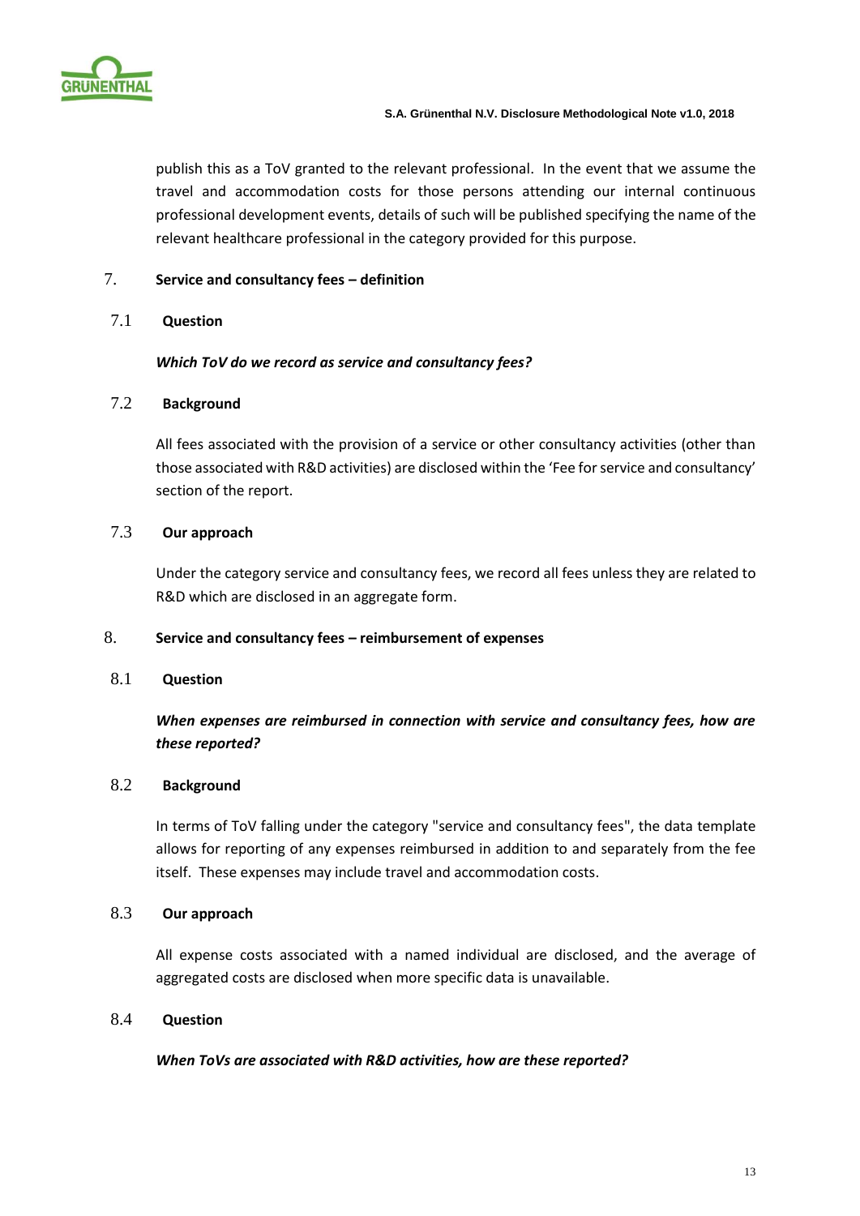publish this as a ToV granted to the relevant professional. In the event that we assume the travel and accommodation costs for those persons attending our internal continuous professional development events, details of such will be published specifying the name of the relevant healthcare professional in the category provided for this purpose.

## 7. Service and consultancy fees – definition

### 7.1 Question

***Which ToV do we record as service and consultancy fees?***

### 7.2 Background

All fees associated with the provision of a service or other consultancy activities (other than those associated with R&D activities) are disclosed within the 'Fee for service and consultancy' section of the report.

### 7.3 Our approach

Under the category service and consultancy fees, we record all fees unless they are related to R&D which are disclosed in an aggregate form.

## 8. Service and consultancy fees – reimbursement of expenses

### 8.1 Question

***When expenses are reimbursed in connection with service and consultancy fees, how are these reported?***

### 8.2 Background

In terms of ToV falling under the category "service and consultancy fees", the data template allows for reporting of any expenses reimbursed in addition to and separately from the fee itself. These expenses may include travel and accommodation costs.

### 8.3 Our approach

All expense costs associated with a named individual are disclosed, and the average of aggregated costs are disclosed when more specific data is unavailable.

### 8.4 Question

***When ToVs are associated with R&D activities, how are these reported?***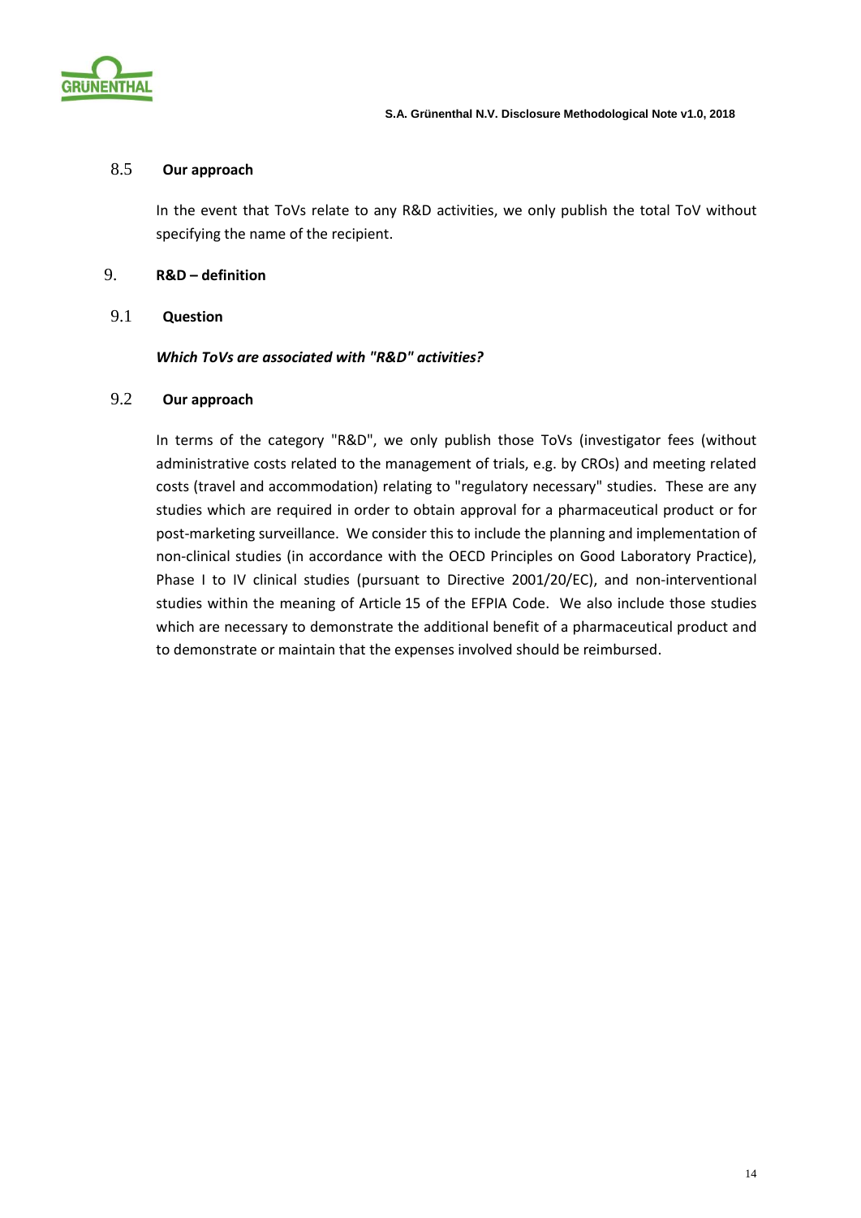### 8.5 Our approach

In the event that ToVs relate to any R&D activities, we only publish the total ToV without specifying the name of the recipient.

## 9. R&D – definition

### 9.1 Question

***Which ToVs are associated with "R&D" activities?***

### 9.2 Our approach

In terms of the category "R&D", we only publish those ToVs (investigator fees (without administrative costs related to the management of trials, e.g. by CROs) and meeting related costs (travel and accommodation) relating to "regulatory necessary" studies. These are any studies which are required in order to obtain approval for a pharmaceutical product or for post-marketing surveillance. We consider this to include the planning and implementation of non-clinical studies (in accordance with the OECD Principles on Good Laboratory Practice), Phase I to IV clinical studies (pursuant to Directive 2001/20/EC), and non-interventional studies within the meaning of Article 15 of the EFPIA Code. We also include those studies which are necessary to demonstrate the additional benefit of a pharmaceutical product and to demonstrate or maintain that the expenses involved should be reimbursed.